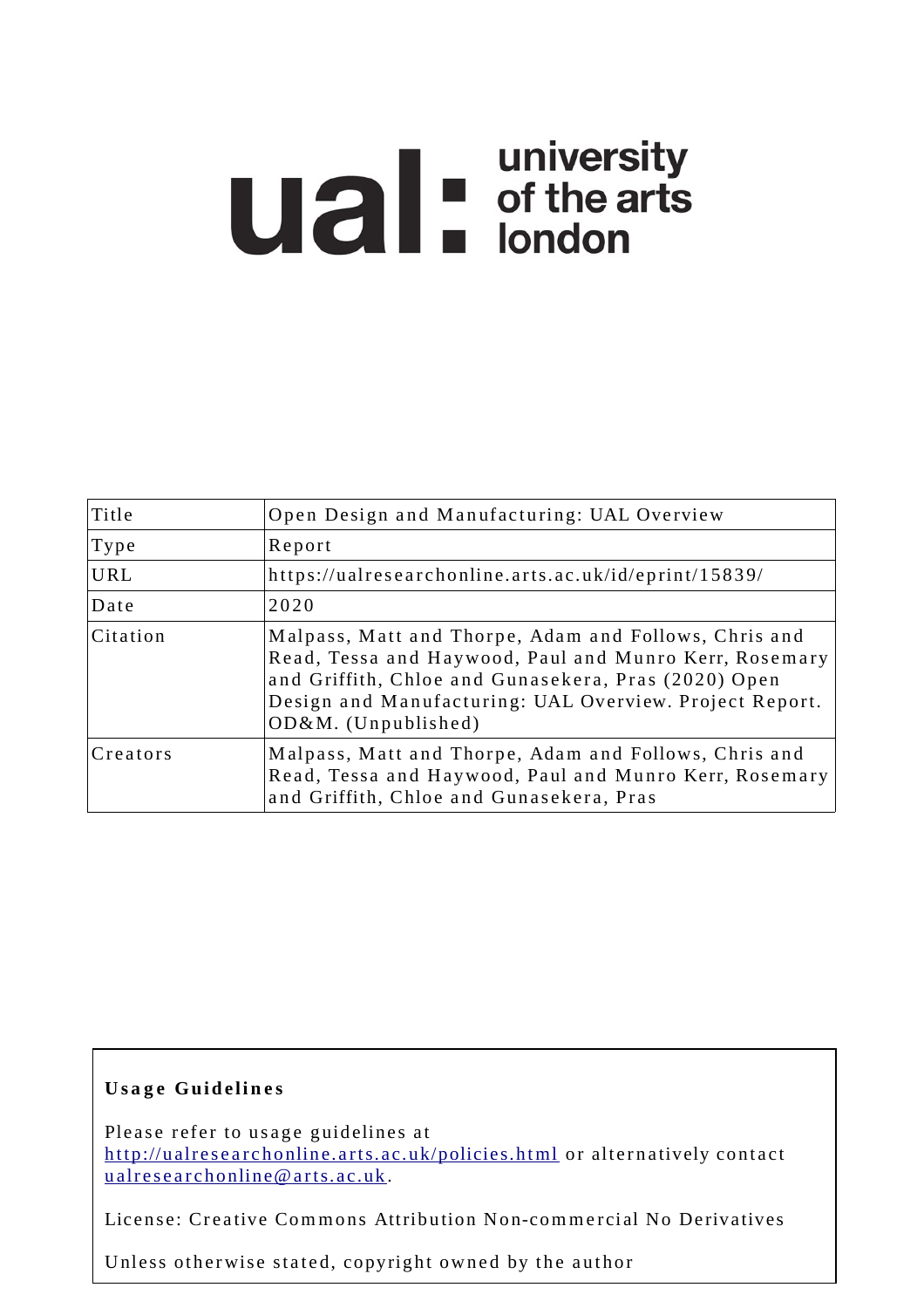ual: university of the arts london

| Title | Open Design and Manufacturing: UAL Overview |
|---|---|
| Type | Report |
| URL | https://ualresearchonline.arts.ac.uk/id/eprint/15839/ |
| Date | 2020 |
| Citation | Malpass, Matt and Thorpe, Adam and Follows, Chris and Read, Tessa and Haywood, Paul and Munro Kerr, Rosemary and Griffith, Chloe and Gunasekera, Pras (2020) Open Design and Manufacturing: UAL Overview. Project Report. OD&M. (Unpublished) |
| Creators | Malpass, Matt and Thorpe, Adam and Follows, Chris and Read, Tessa and Haywood, Paul and Munro Kerr, Rosemary and Griffith, Chloe and Gunasekera, Pras |

**Usage Guidelines**

Please refer to usage guidelines at http://ualresearchonline.arts.ac.uk/policies.html or alternatively contact ualresearchonline@arts.ac.uk.

License: Creative Commons Attribution Non-commercial No Derivatives

Unless otherwise stated, copyright owned by the author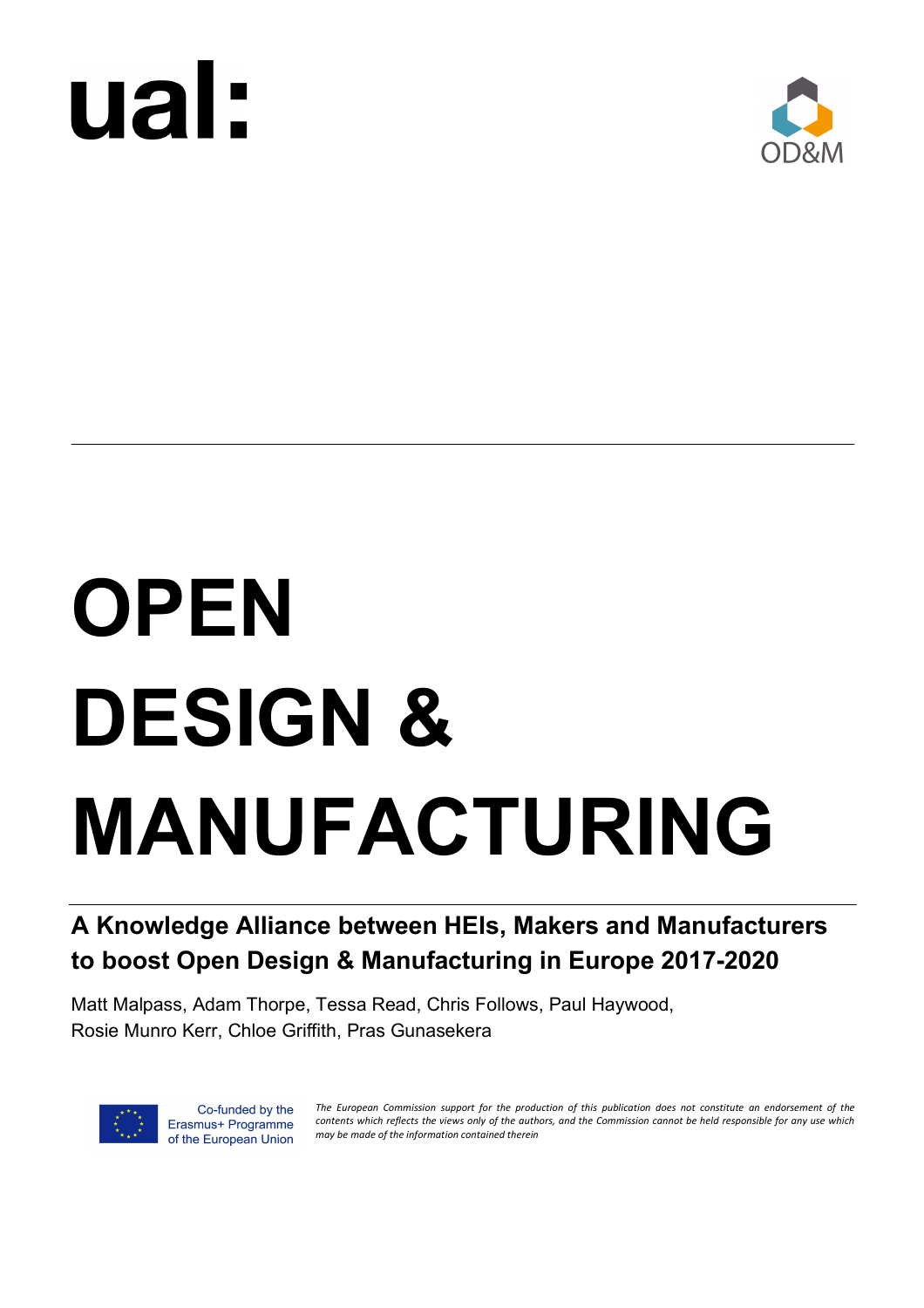ual:

OD&M

# OPEN DESIGN & MANUFACTURING

## A Knowledge Alliance between HEIs, Makers and Manufacturers to boost Open Design & Manufacturing in Europe 2017-2020

Matt Malpass, Adam Thorpe, Tessa Read, Chris Follows, Paul Haywood, Rosie Munro Kerr, Chloe Griffith, Pras Gunasekera

Co-funded by the Erasmus+ Programme of the European Union

*The European Commission support for the production of this publication does not constitute an endorsement of the contents which reflects the views only of the authors, and the Commission cannot be held responsible for any use which may be made of the information contained therein*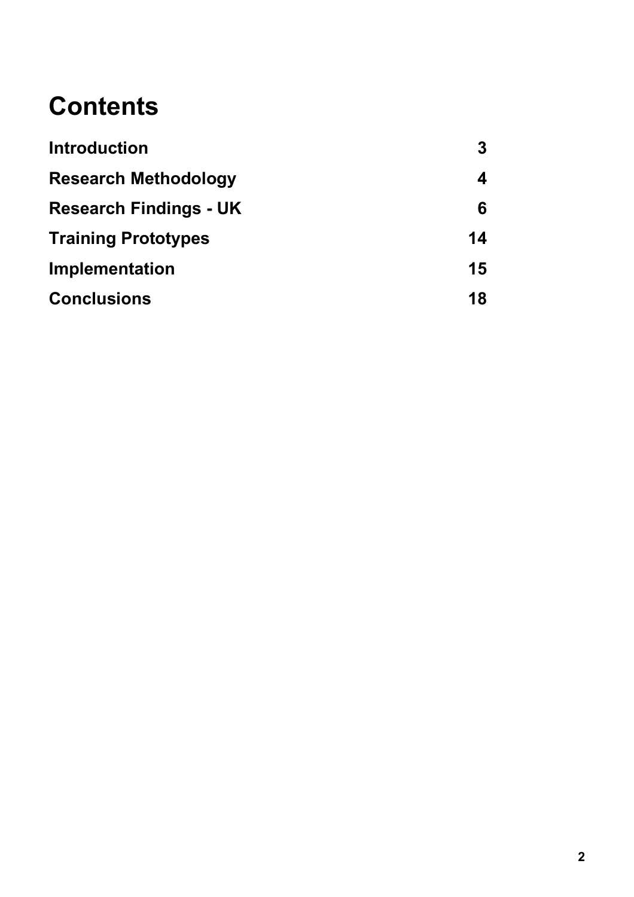# Contents

| | |
|---|---|
| **Introduction** | **3** |
| **Research Methodology** | **4** |
| **Research Findings - UK** | **6** |
| **Training Prototypes** | **14** |
| **Implementation** | **15** |
| **Conclusions** | **18** |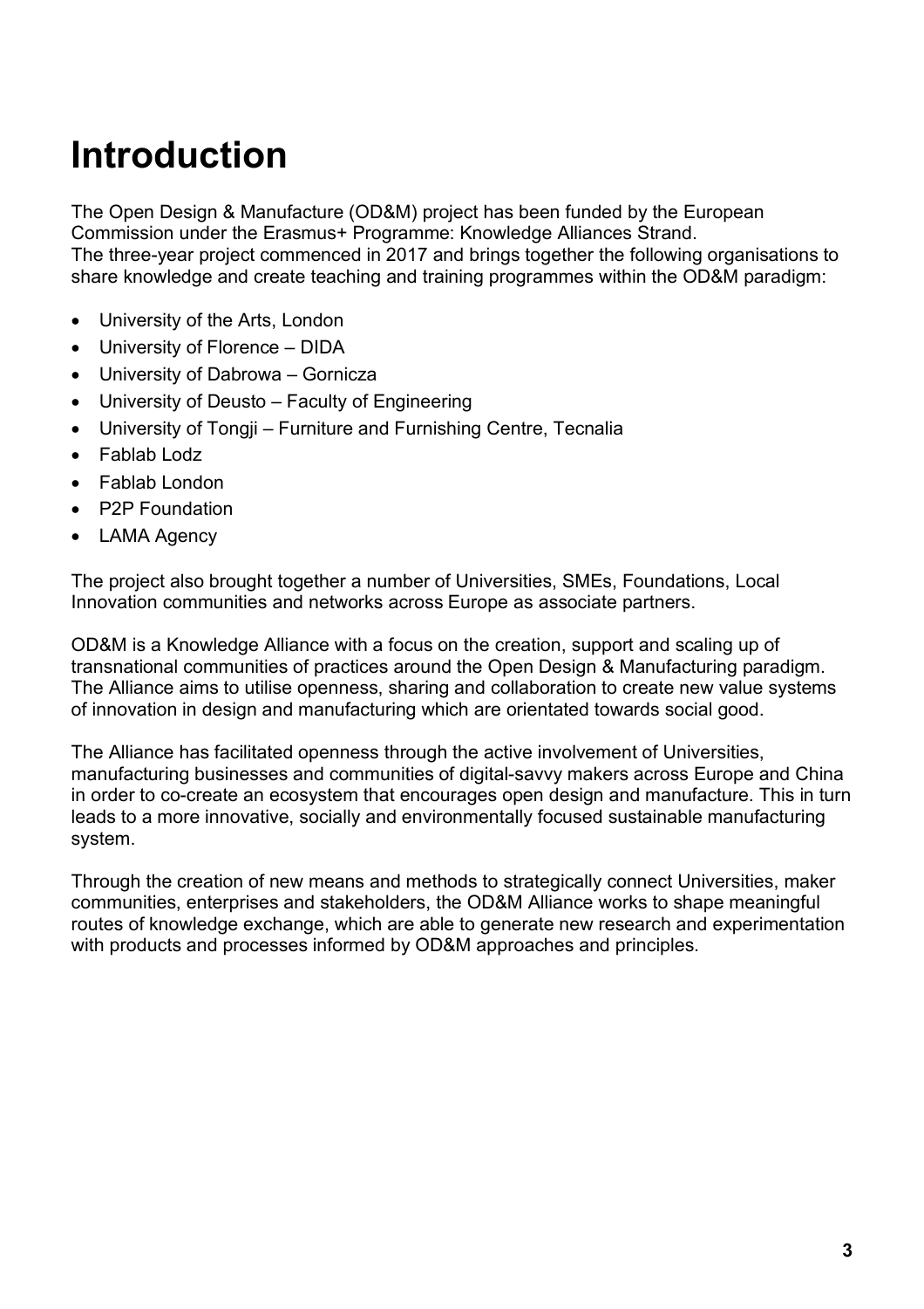# Introduction

The Open Design & Manufacture (OD&M) project has been funded by the European Commission under the Erasmus+ Programme: Knowledge Alliances Strand.
The three-year project commenced in 2017 and brings together the following organisations to share knowledge and create teaching and training programmes within the OD&M paradigm:

- University of the Arts, London
- University of Florence – DIDA
- University of Dabrowa – Gornicza
- University of Deusto – Faculty of Engineering
- University of Tongji – Furniture and Furnishing Centre, Tecnalia
- Fablab Lodz
- Fablab London
- P2P Foundation
- LAMA Agency

The project also brought together a number of Universities, SMEs, Foundations, Local Innovation communities and networks across Europe as associate partners.

OD&M is a Knowledge Alliance with a focus on the creation, support and scaling up of transnational communities of practices around the Open Design & Manufacturing paradigm. The Alliance aims to utilise openness, sharing and collaboration to create new value systems of innovation in design and manufacturing which are orientated towards social good.

The Alliance has facilitated openness through the active involvement of Universities, manufacturing businesses and communities of digital-savvy makers across Europe and China in order to co-create an ecosystem that encourages open design and manufacture. This in turn leads to a more innovative, socially and environmentally focused sustainable manufacturing system.

Through the creation of new means and methods to strategically connect Universities, maker communities, enterprises and stakeholders, the OD&M Alliance works to shape meaningful routes of knowledge exchange, which are able to generate new research and experimentation with products and processes informed by OD&M approaches and principles.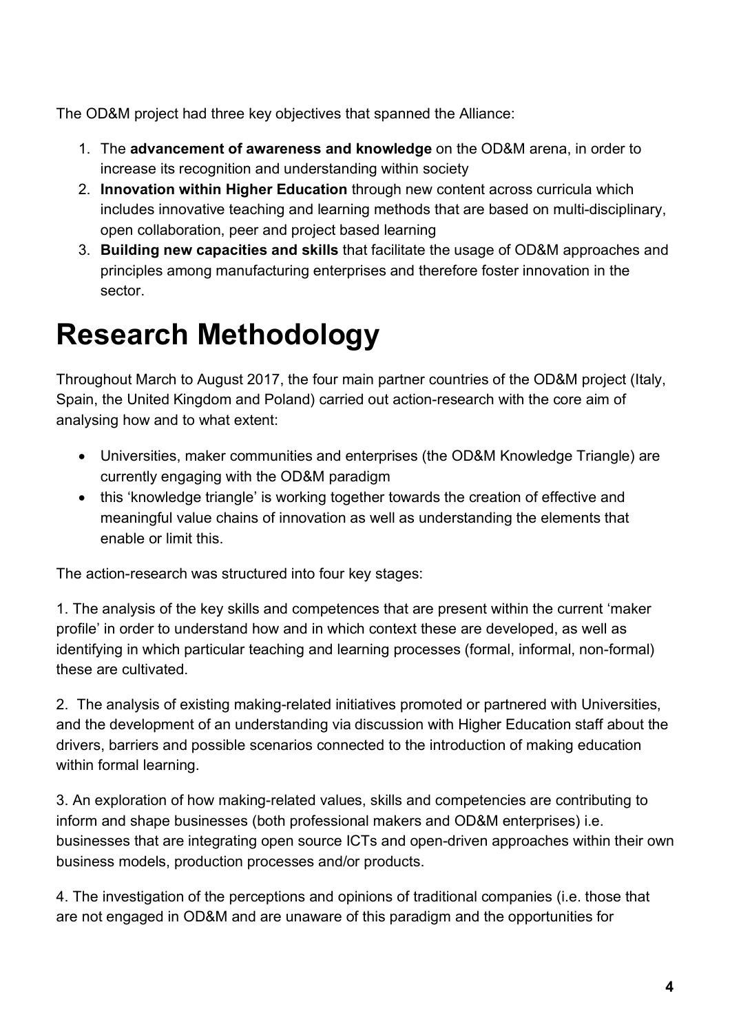The OD&M project had three key objectives that spanned the Alliance:

1. The **advancement of awareness and knowledge** on the OD&M arena, in order to increase its recognition and understanding within society
2. **Innovation within Higher Education** through new content across curricula which includes innovative teaching and learning methods that are based on multi-disciplinary, open collaboration, peer and project based learning
3. **Building new capacities and skills** that facilitate the usage of OD&M approaches and principles among manufacturing enterprises and therefore foster innovation in the sector.

# Research Methodology

Throughout March to August 2017, the four main partner countries of the OD&M project (Italy, Spain, the United Kingdom and Poland) carried out action-research with the core aim of analysing how and to what extent:

- Universities, maker communities and enterprises (the OD&M Knowledge Triangle) are currently engaging with the OD&M paradigm
- this 'knowledge triangle' is working together towards the creation of effective and meaningful value chains of innovation as well as understanding the elements that enable or limit this.

The action-research was structured into four key stages:

1. The analysis of the key skills and competences that are present within the current 'maker profile' in order to understand how and in which context these are developed, as well as identifying in which particular teaching and learning processes (formal, informal, non-formal) these are cultivated.

2. The analysis of existing making-related initiatives promoted or partnered with Universities, and the development of an understanding via discussion with Higher Education staff about the drivers, barriers and possible scenarios connected to the introduction of making education within formal learning.

3. An exploration of how making-related values, skills and competencies are contributing to inform and shape businesses (both professional makers and OD&M enterprises) i.e. businesses that are integrating open source ICTs and open-driven approaches within their own business models, production processes and/or products.

4. The investigation of the perceptions and opinions of traditional companies (i.e. those that are not engaged in OD&M and are unaware of this paradigm and the opportunities for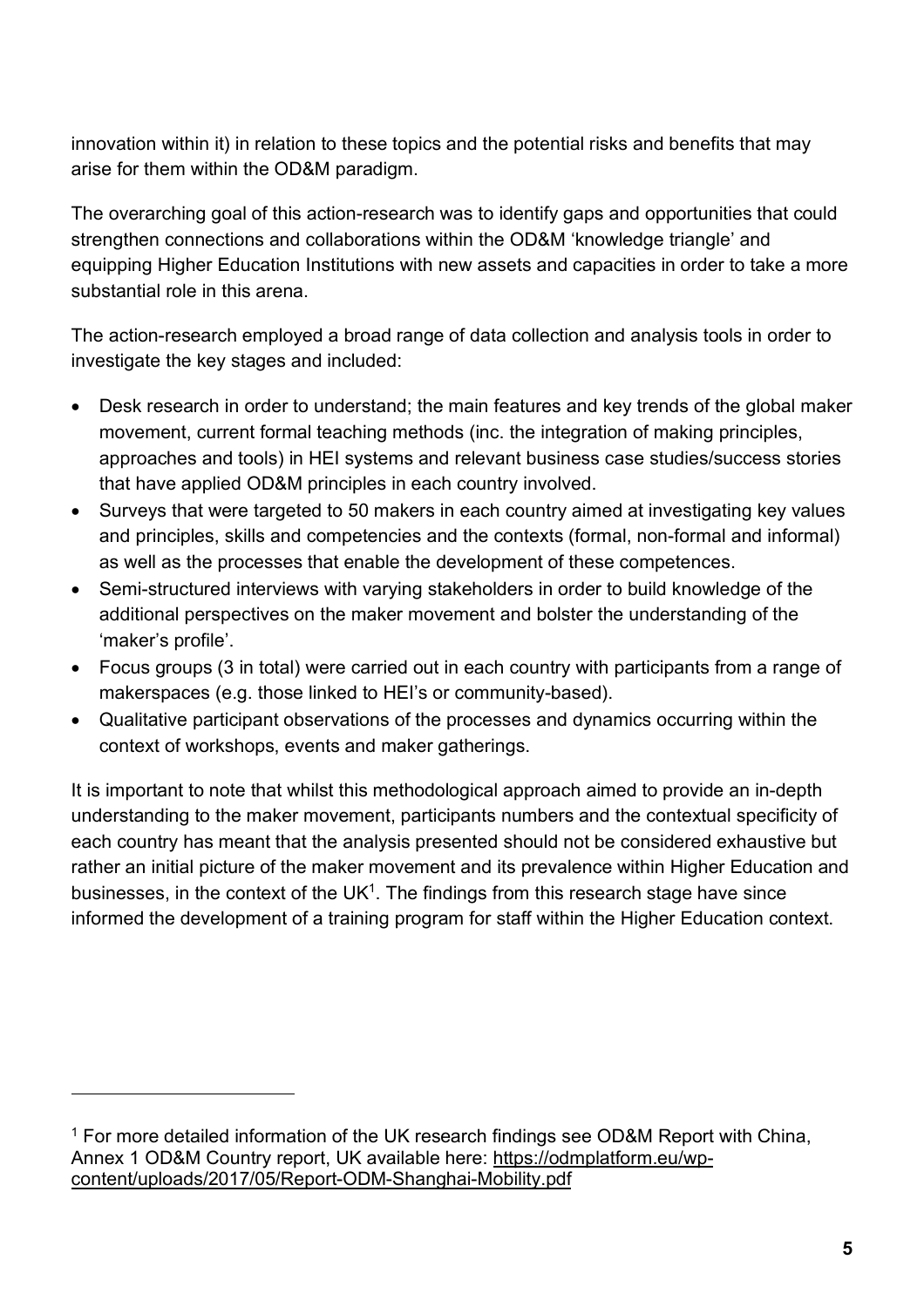innovation within it) in relation to these topics and the potential risks and benefits that may arise for them within the OD&M paradigm.

The overarching goal of this action-research was to identify gaps and opportunities that could strengthen connections and collaborations within the OD&M 'knowledge triangle' and equipping Higher Education Institutions with new assets and capacities in order to take a more substantial role in this arena.

The action-research employed a broad range of data collection and analysis tools in order to investigate the key stages and included:

- Desk research in order to understand; the main features and key trends of the global maker movement, current formal teaching methods (inc. the integration of making principles, approaches and tools) in HEI systems and relevant business case studies/success stories that have applied OD&M principles in each country involved.
- Surveys that were targeted to 50 makers in each country aimed at investigating key values and principles, skills and competencies and the contexts (formal, non-formal and informal) as well as the processes that enable the development of these competences.
- Semi-structured interviews with varying stakeholders in order to build knowledge of the additional perspectives on the maker movement and bolster the understanding of the 'maker's profile'.
- Focus groups (3 in total) were carried out in each country with participants from a range of makerspaces (e.g. those linked to HEI's or community-based).
- Qualitative participant observations of the processes and dynamics occurring within the context of workshops, events and maker gatherings.

It is important to note that whilst this methodological approach aimed to provide an in-depth understanding to the maker movement, participants numbers and the contextual specificity of each country has meant that the analysis presented should not be considered exhaustive but rather an initial picture of the maker movement and its prevalence within Higher Education and businesses, in the context of the UK[1]. The findings from this research stage have since informed the development of a training program for staff within the Higher Education context.

---

[1] For more detailed information of the UK research findings see OD&M Report with China, Annex 1 OD&M Country report, UK available here: https://odmplatform.eu/wp-content/uploads/2017/05/Report-ODM-Shanghai-Mobility.pdf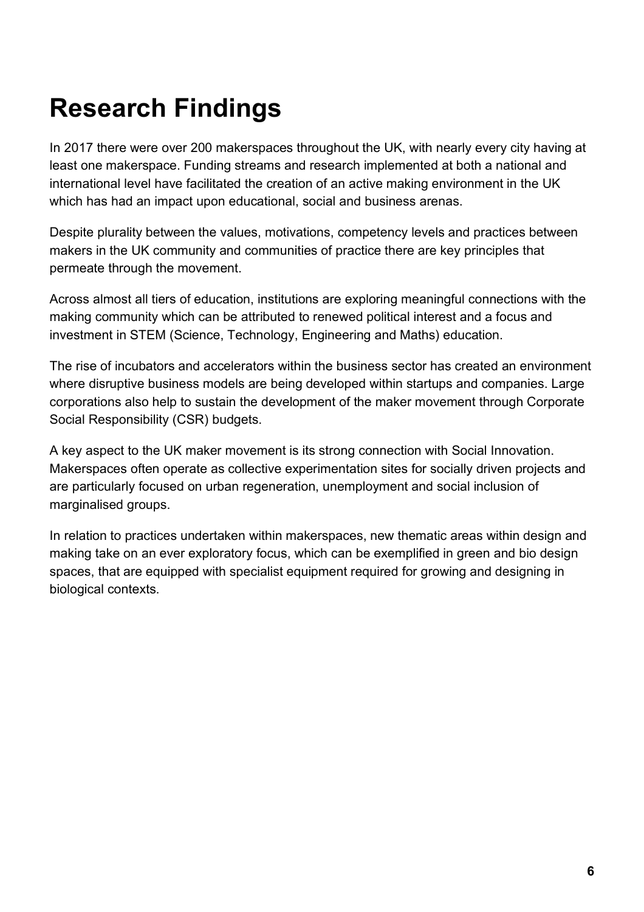# Research Findings

In 2017 there were over 200 makerspaces throughout the UK, with nearly every city having at least one makerspace. Funding streams and research implemented at both a national and international level have facilitated the creation of an active making environment in the UK which has had an impact upon educational, social and business arenas.

Despite plurality between the values, motivations, competency levels and practices between makers in the UK community and communities of practice there are key principles that permeate through the movement.

Across almost all tiers of education, institutions are exploring meaningful connections with the making community which can be attributed to renewed political interest and a focus and investment in STEM (Science, Technology, Engineering and Maths) education.

The rise of incubators and accelerators within the business sector has created an environment where disruptive business models are being developed within startups and companies. Large corporations also help to sustain the development of the maker movement through Corporate Social Responsibility (CSR) budgets.

A key aspect to the UK maker movement is its strong connection with Social Innovation. Makerspaces often operate as collective experimentation sites for socially driven projects and are particularly focused on urban regeneration, unemployment and social inclusion of marginalised groups.

In relation to practices undertaken within makerspaces, new thematic areas within design and making take on an ever exploratory focus, which can be exemplified in green and bio design spaces, that are equipped with specialist equipment required for growing and designing in biological contexts.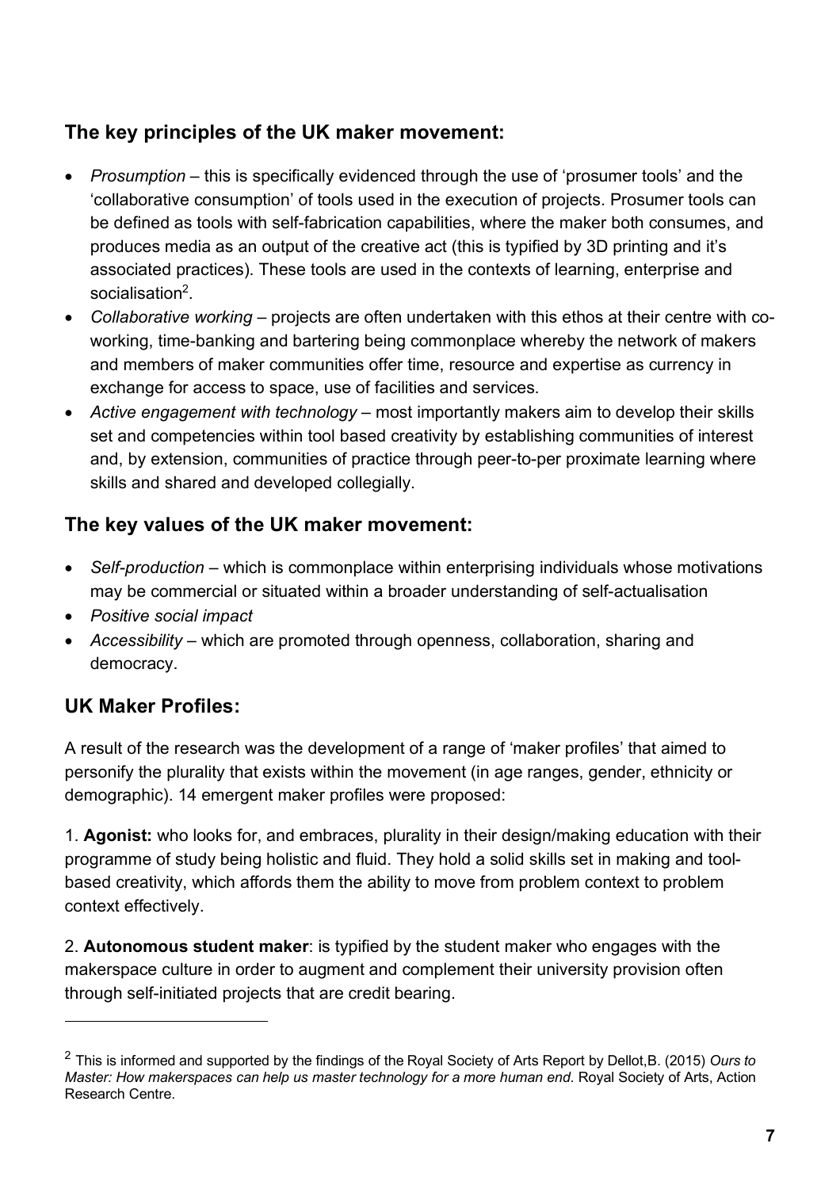## The key principles of the UK maker movement:

- *Prosumption* – this is specifically evidenced through the use of 'prosumer tools' and the 'collaborative consumption' of tools used in the execution of projects. Prosumer tools can be defined as tools with self-fabrication capabilities, where the maker both consumes, and produces media as an output of the creative act (this is typified by 3D printing and it's associated practices). These tools are used in the contexts of learning, enterprise and socialisation[2].
- *Collaborative working* – projects are often undertaken with this ethos at their centre with co-working, time-banking and bartering being commonplace whereby the network of makers and members of maker communities offer time, resource and expertise as currency in exchange for access to space, use of facilities and services.
- *Active engagement with technology* – most importantly makers aim to develop their skills set and competencies within tool based creativity by establishing communities of interest and, by extension, communities of practice through peer-to-per proximate learning where skills and shared and developed collegially.

## The key values of the UK maker movement:

- *Self-production* – which is commonplace within enterprising individuals whose motivations may be commercial or situated within a broader understanding of self-actualisation
- *Positive social impact*
- *Accessibility* – which are promoted through openness, collaboration, sharing and democracy.

## UK Maker Profiles:

A result of the research was the development of a range of 'maker profiles' that aimed to personify the plurality that exists within the movement (in age ranges, gender, ethnicity or demographic). 14 emergent maker profiles were proposed:

1. **Agonist:** who looks for, and embraces, plurality in their design/making education with their programme of study being holistic and fluid. They hold a solid skills set in making and tool-based creativity, which affords them the ability to move from problem context to problem context effectively.

2. **Autonomous student maker**: is typified by the student maker who engages with the makerspace culture in order to augment and complement their university provision often through self-initiated projects that are credit bearing.

---

[2] This is informed and supported by the findings of the Royal Society of Arts Report by Dellot,B. (2015) *Ours to Master: How makerspaces can help us master technology for a more human end*. Royal Society of Arts, Action Research Centre.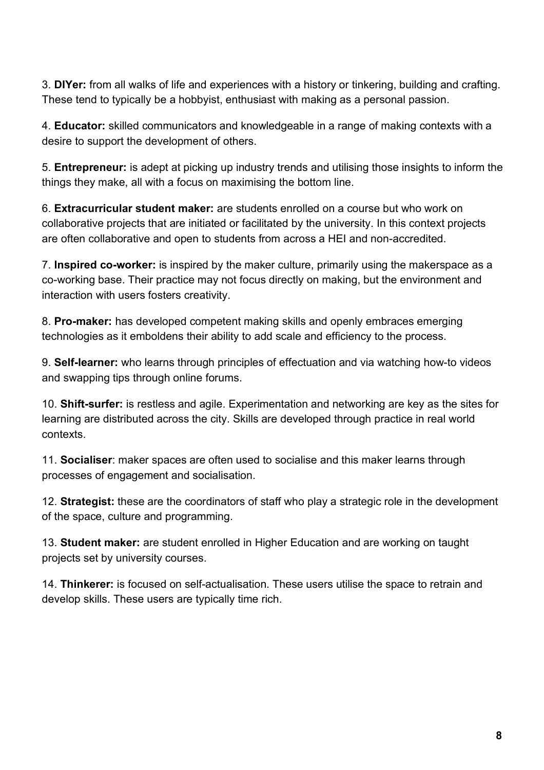3. **DIYer:** from all walks of life and experiences with a history or tinkering, building and crafting. These tend to typically be a hobbyist, enthusiast with making as a personal passion.

4. **Educator:** skilled communicators and knowledgeable in a range of making contexts with a desire to support the development of others.

5. **Entrepreneur:** is adept at picking up industry trends and utilising those insights to inform the things they make, all with a focus on maximising the bottom line.

6. **Extracurricular student maker:** are students enrolled on a course but who work on collaborative projects that are initiated or facilitated by the university. In this context projects are often collaborative and open to students from across a HEI and non-accredited.

7. **Inspired co-worker:** is inspired by the maker culture, primarily using the makerspace as a co-working base. Their practice may not focus directly on making, but the environment and interaction with users fosters creativity.

8. **Pro-maker:** has developed competent making skills and openly embraces emerging technologies as it emboldens their ability to add scale and efficiency to the process.

9. **Self-learner:** who learns through principles of effectuation and via watching how-to videos and swapping tips through online forums.

10. **Shift-surfer:** is restless and agile. Experimentation and networking are key as the sites for learning are distributed across the city. Skills are developed through practice in real world contexts.

11. **Socialiser**: maker spaces are often used to socialise and this maker learns through processes of engagement and socialisation.

12. **Strategist:** these are the coordinators of staff who play a strategic role in the development of the space, culture and programming.

13. **Student maker:** are student enrolled in Higher Education and are working on taught projects set by university courses.

14. **Thinkerer:** is focused on self-actualisation. These users utilise the space to retrain and develop skills. These users are typically time rich.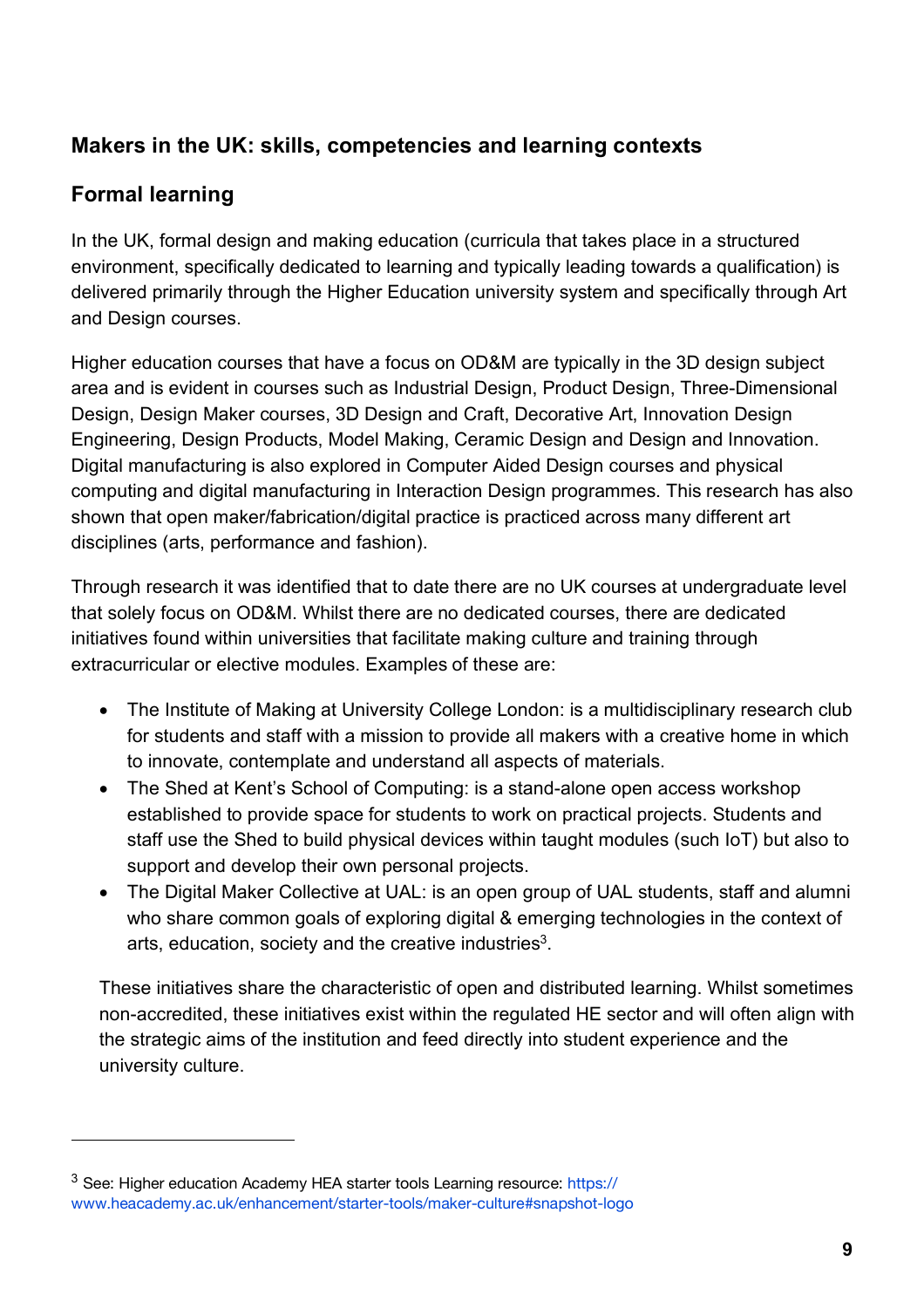## Makers in the UK: skills, competencies and learning contexts

## Formal learning

In the UK, formal design and making education (curricula that takes place in a structured environment, specifically dedicated to learning and typically leading towards a qualification) is delivered primarily through the Higher Education university system and specifically through Art and Design courses.

Higher education courses that have a focus on OD&M are typically in the 3D design subject area and is evident in courses such as Industrial Design, Product Design, Three-Dimensional Design, Design Maker courses, 3D Design and Craft, Decorative Art, Innovation Design Engineering, Design Products, Model Making, Ceramic Design and Design and Innovation. Digital manufacturing is also explored in Computer Aided Design courses and physical computing and digital manufacturing in Interaction Design programmes. This research has also shown that open maker/fabrication/digital practice is practiced across many different art disciplines (arts, performance and fashion).

Through research it was identified that to date there are no UK courses at undergraduate level that solely focus on OD&M. Whilst there are no dedicated courses, there are dedicated initiatives found within universities that facilitate making culture and training through extracurricular or elective modules. Examples of these are:

- The Institute of Making at University College London: is a multidisciplinary research club for students and staff with a mission to provide all makers with a creative home in which to innovate, contemplate and understand all aspects of materials.
- The Shed at Kent's School of Computing: is a stand-alone open access workshop established to provide space for students to work on practical projects. Students and staff use the Shed to build physical devices within taught modules (such IoT) but also to support and develop their own personal projects.
- The Digital Maker Collective at UAL: is an open group of UAL students, staff and alumni who share common goals of exploring digital & emerging technologies in the context of arts, education, society and the creative industries[3].

These initiatives share the characteristic of open and distributed learning. Whilst sometimes non-accredited, these initiatives exist within the regulated HE sector and will often align with the strategic aims of the institution and feed directly into student experience and the university culture.

---

[3] See: Higher education Academy HEA starter tools Learning resource: https://www.heacademy.ac.uk/enhancement/starter-tools/maker-culture#snapshot-logo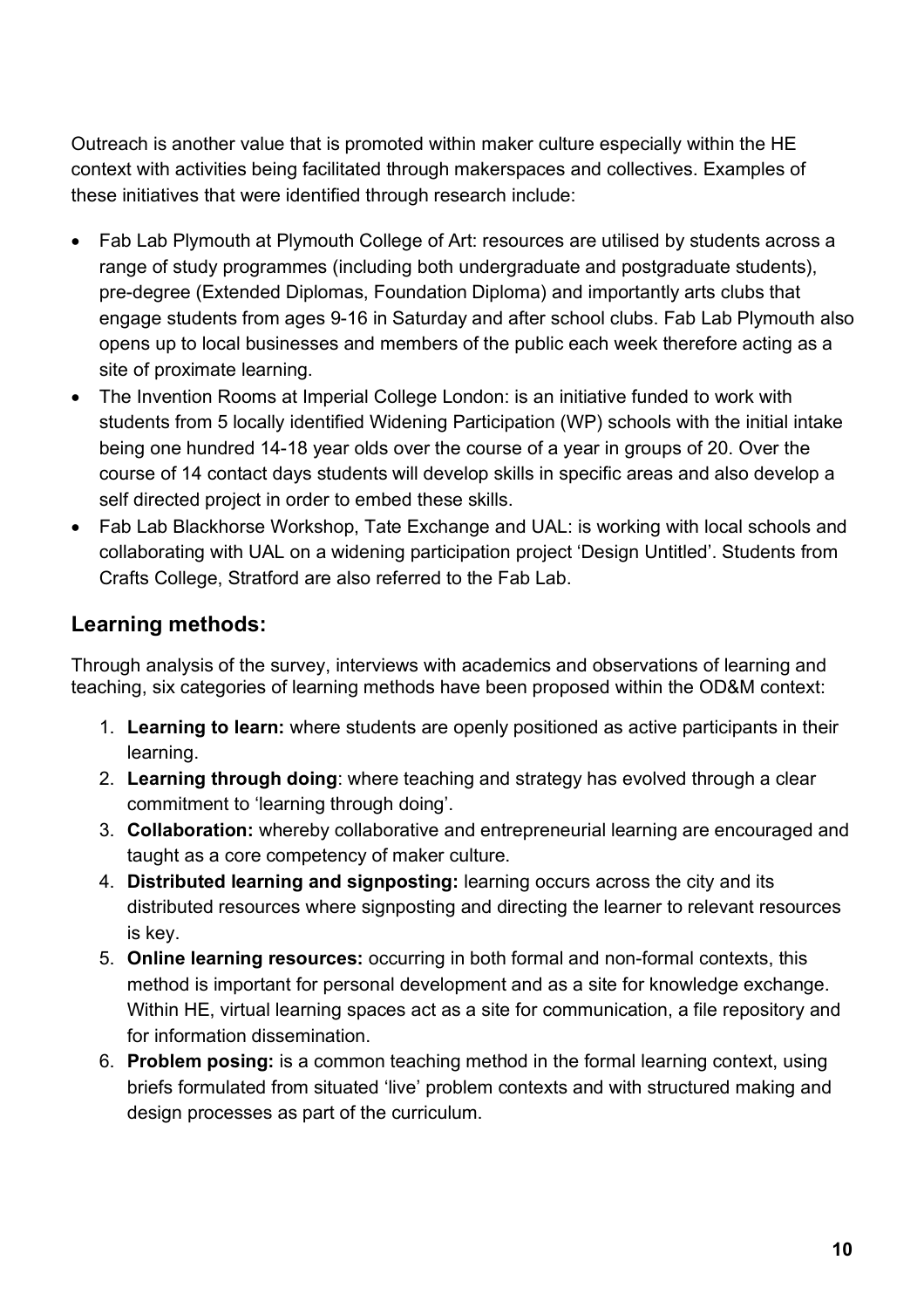Outreach is another value that is promoted within maker culture especially within the HE context with activities being facilitated through makerspaces and collectives. Examples of these initiatives that were identified through research include:

- Fab Lab Plymouth at Plymouth College of Art: resources are utilised by students across a range of study programmes (including both undergraduate and postgraduate students), pre-degree (Extended Diplomas, Foundation Diploma) and importantly arts clubs that engage students from ages 9-16 in Saturday and after school clubs. Fab Lab Plymouth also opens up to local businesses and members of the public each week therefore acting as a site of proximate learning.
- The Invention Rooms at Imperial College London: is an initiative funded to work with students from 5 locally identified Widening Participation (WP) schools with the initial intake being one hundred 14-18 year olds over the course of a year in groups of 20. Over the course of 14 contact days students will develop skills in specific areas and also develop a self directed project in order to embed these skills.
- Fab Lab Blackhorse Workshop, Tate Exchange and UAL: is working with local schools and collaborating with UAL on a widening participation project 'Design Untitled'. Students from Crafts College, Stratford are also referred to the Fab Lab.

## Learning methods:

Through analysis of the survey, interviews with academics and observations of learning and teaching, six categories of learning methods have been proposed within the OD&M context:

1. **Learning to learn:** where students are openly positioned as active participants in their learning.
2. **Learning through doing**: where teaching and strategy has evolved through a clear commitment to 'learning through doing'.
3. **Collaboration:** whereby collaborative and entrepreneurial learning are encouraged and taught as a core competency of maker culture.
4. **Distributed learning and signposting:** learning occurs across the city and its distributed resources where signposting and directing the learner to relevant resources is key.
5. **Online learning resources:** occurring in both formal and non-formal contexts, this method is important for personal development and as a site for knowledge exchange. Within HE, virtual learning spaces act as a site for communication, a file repository and for information dissemination.
6. **Problem posing:** is a common teaching method in the formal learning context, using briefs formulated from situated 'live' problem contexts and with structured making and design processes as part of the curriculum.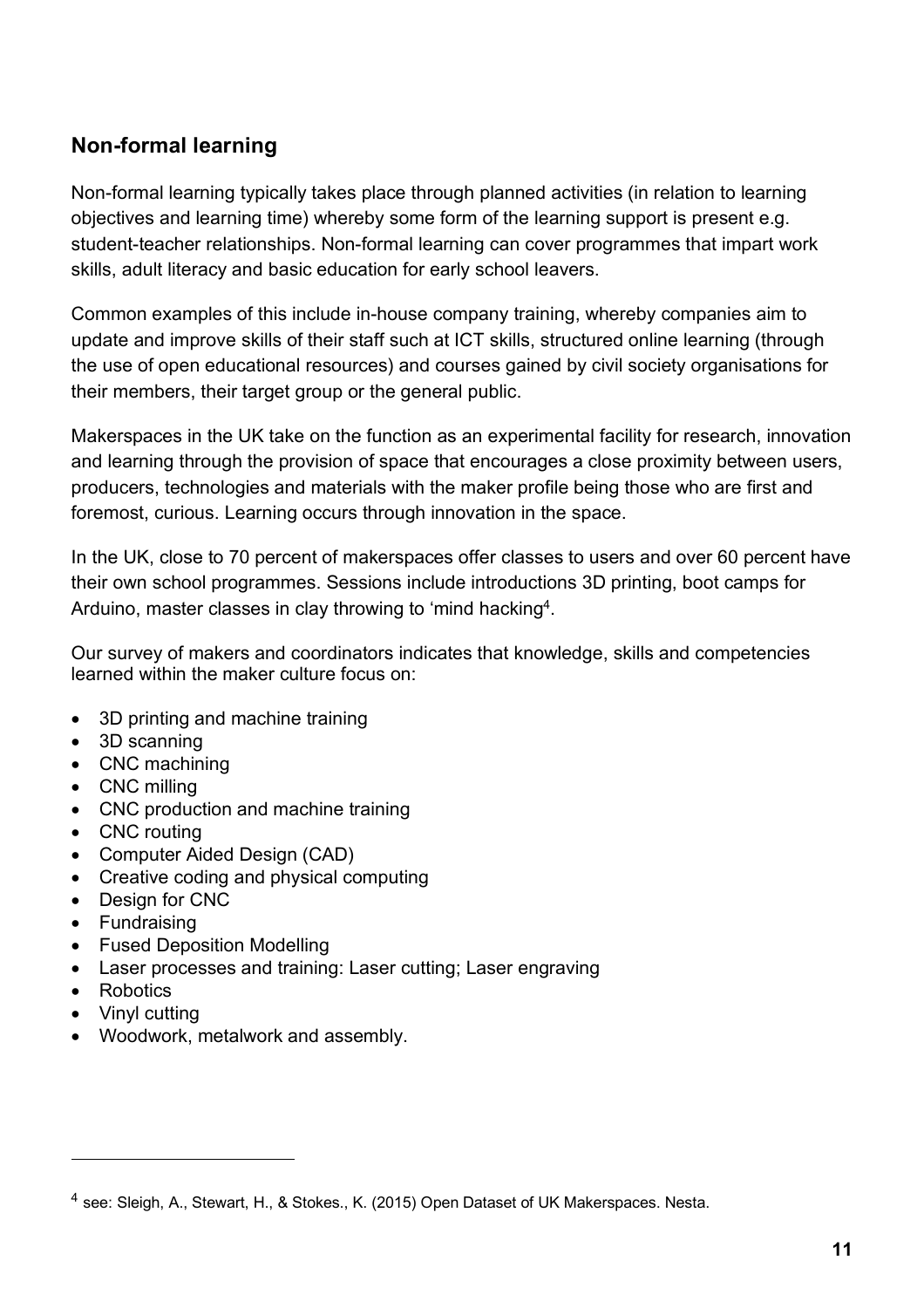## Non-formal learning

Non-formal learning typically takes place through planned activities (in relation to learning objectives and learning time) whereby some form of the learning support is present e.g. student-teacher relationships. Non-formal learning can cover programmes that impart work skills, adult literacy and basic education for early school leavers.

Common examples of this include in-house company training, whereby companies aim to update and improve skills of their staff such at ICT skills, structured online learning (through the use of open educational resources) and courses gained by civil society organisations for their members, their target group or the general public.

Makerspaces in the UK take on the function as an experimental facility for research, innovation and learning through the provision of space that encourages a close proximity between users, producers, technologies and materials with the maker profile being those who are first and foremost, curious. Learning occurs through innovation in the space.

In the UK, close to 70 percent of makerspaces offer classes to users and over 60 percent have their own school programmes. Sessions include introductions 3D printing, boot camps for Arduino, master classes in clay throwing to 'mind hacking[4].

Our survey of makers and coordinators indicates that knowledge, skills and competencies learned within the maker culture focus on:

- 3D printing and machine training
- 3D scanning
- CNC machining
- CNC milling
- CNC production and machine training
- CNC routing
- Computer Aided Design (CAD)
- Creative coding and physical computing
- Design for CNC
- Fundraising
- Fused Deposition Modelling
- Laser processes and training: Laser cutting; Laser engraving
- Robotics
- Vinyl cutting
- Woodwork, metalwork and assembly.

[4] see: Sleigh, A., Stewart, H., & Stokes., K. (2015) Open Dataset of UK Makerspaces. Nesta.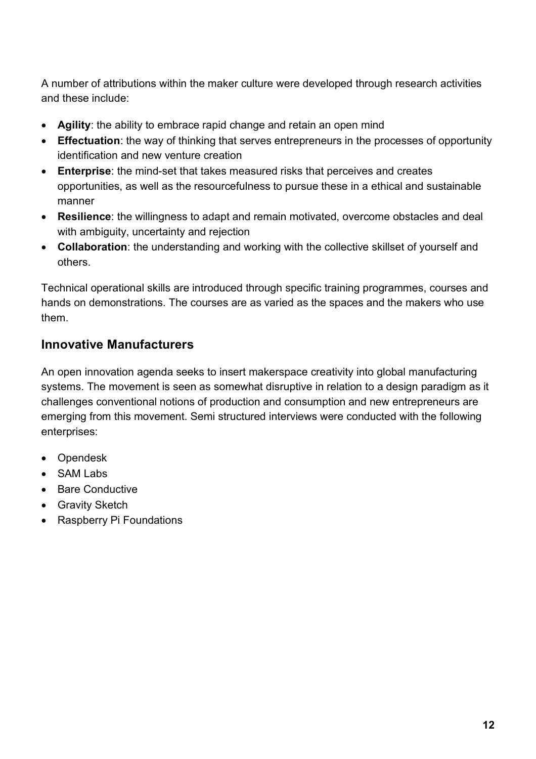A number of attributions within the maker culture were developed through research activities and these include:

- **Agility**: the ability to embrace rapid change and retain an open mind
- **Effectuation**: the way of thinking that serves entrepreneurs in the processes of opportunity identification and new venture creation
- **Enterprise**: the mind-set that takes measured risks that perceives and creates opportunities, as well as the resourcefulness to pursue these in a ethical and sustainable manner
- **Resilience**: the willingness to adapt and remain motivated, overcome obstacles and deal with ambiguity, uncertainty and rejection
- **Collaboration**: the understanding and working with the collective skillset of yourself and others.

Technical operational skills are introduced through specific training programmes, courses and hands on demonstrations. The courses are as varied as the spaces and the makers who use them.

## Innovative Manufacturers

An open innovation agenda seeks to insert makerspace creativity into global manufacturing systems. The movement is seen as somewhat disruptive in relation to a design paradigm as it challenges conventional notions of production and consumption and new entrepreneurs are emerging from this movement. Semi structured interviews were conducted with the following enterprises:

- Opendesk
- SAM Labs
- Bare Conductive
- Gravity Sketch
- Raspberry Pi Foundations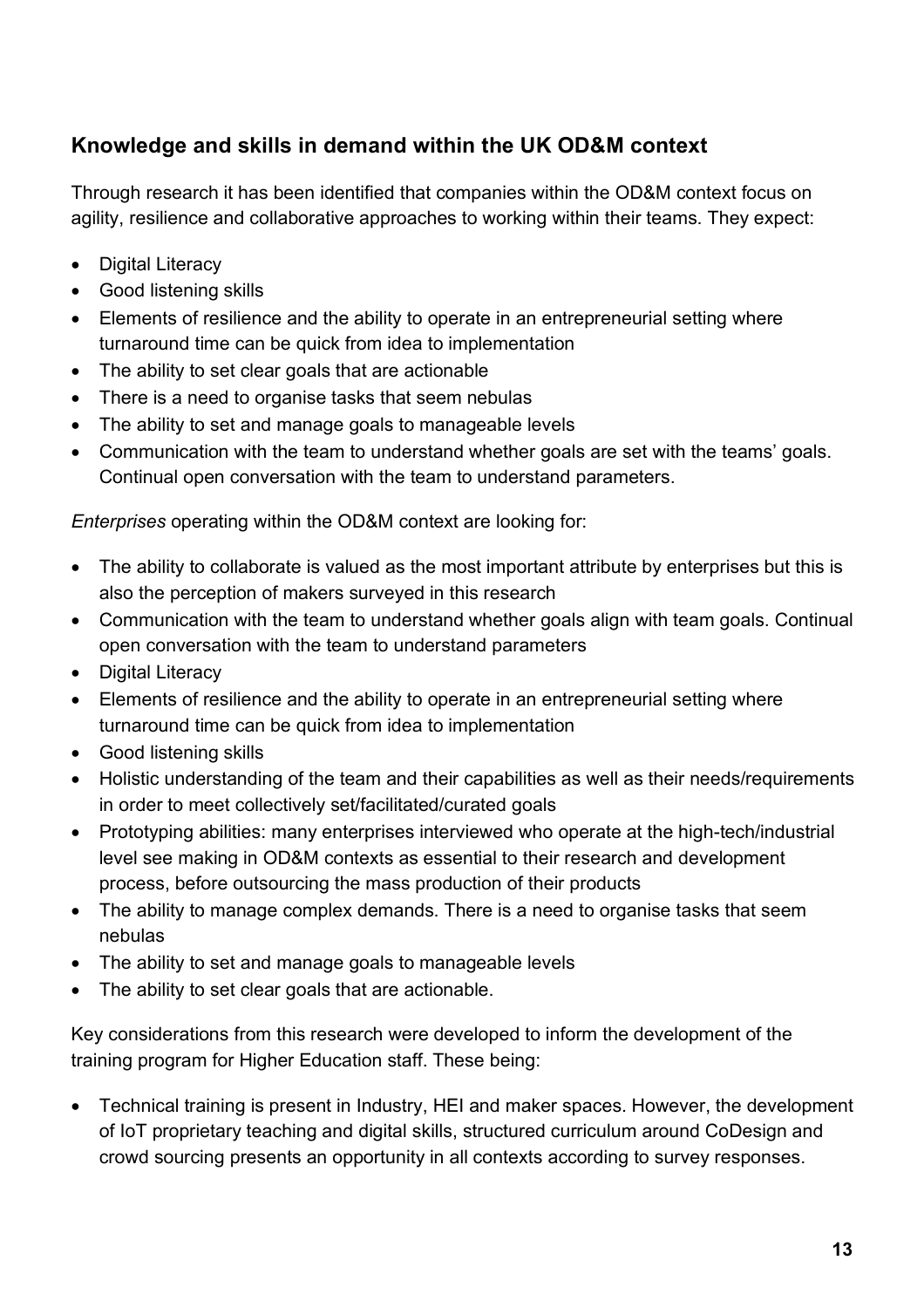## Knowledge and skills in demand within the UK OD&M context

Through research it has been identified that companies within the OD&M context focus on agility, resilience and collaborative approaches to working within their teams. They expect:

- Digital Literacy
- Good listening skills
- Elements of resilience and the ability to operate in an entrepreneurial setting where turnaround time can be quick from idea to implementation
- The ability to set clear goals that are actionable
- There is a need to organise tasks that seem nebulas
- The ability to set and manage goals to manageable levels
- Communication with the team to understand whether goals are set with the teams' goals. Continual open conversation with the team to understand parameters.

*Enterprises* operating within the OD&M context are looking for:

- The ability to collaborate is valued as the most important attribute by enterprises but this is also the perception of makers surveyed in this research
- Communication with the team to understand whether goals align with team goals. Continual open conversation with the team to understand parameters
- Digital Literacy
- Elements of resilience and the ability to operate in an entrepreneurial setting where turnaround time can be quick from idea to implementation
- Good listening skills
- Holistic understanding of the team and their capabilities as well as their needs/requirements in order to meet collectively set/facilitated/curated goals
- Prototyping abilities: many enterprises interviewed who operate at the high-tech/industrial level see making in OD&M contexts as essential to their research and development process, before outsourcing the mass production of their products
- The ability to manage complex demands. There is a need to organise tasks that seem nebulas
- The ability to set and manage goals to manageable levels
- The ability to set clear goals that are actionable.

Key considerations from this research were developed to inform the development of the training program for Higher Education staff. These being:

- Technical training is present in Industry, HEI and maker spaces. However, the development of IoT proprietary teaching and digital skills, structured curriculum around CoDesign and crowd sourcing presents an opportunity in all contexts according to survey responses.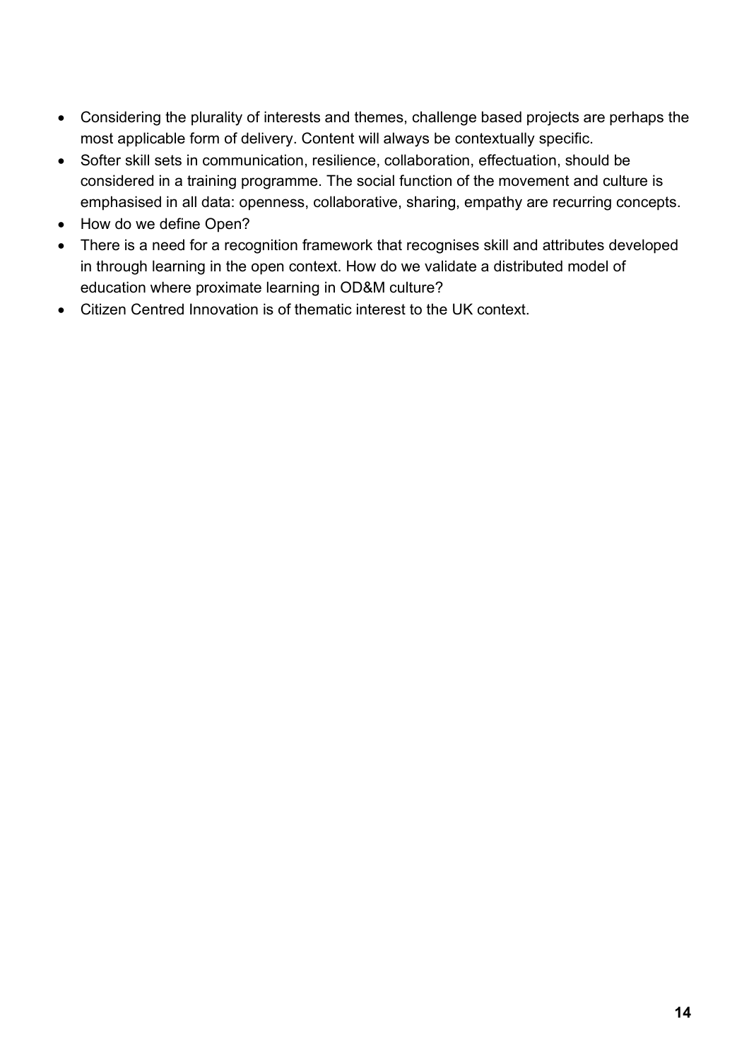- Considering the plurality of interests and themes, challenge based projects are perhaps the most applicable form of delivery. Content will always be contextually specific.
- Softer skill sets in communication, resilience, collaboration, effectuation, should be considered in a training programme. The social function of the movement and culture is emphasised in all data: openness, collaborative, sharing, empathy are recurring concepts.
- How do we define Open?
- There is a need for a recognition framework that recognises skill and attributes developed in through learning in the open context. How do we validate a distributed model of education where proximate learning in OD&M culture?
- Citizen Centred Innovation is of thematic interest to the UK context.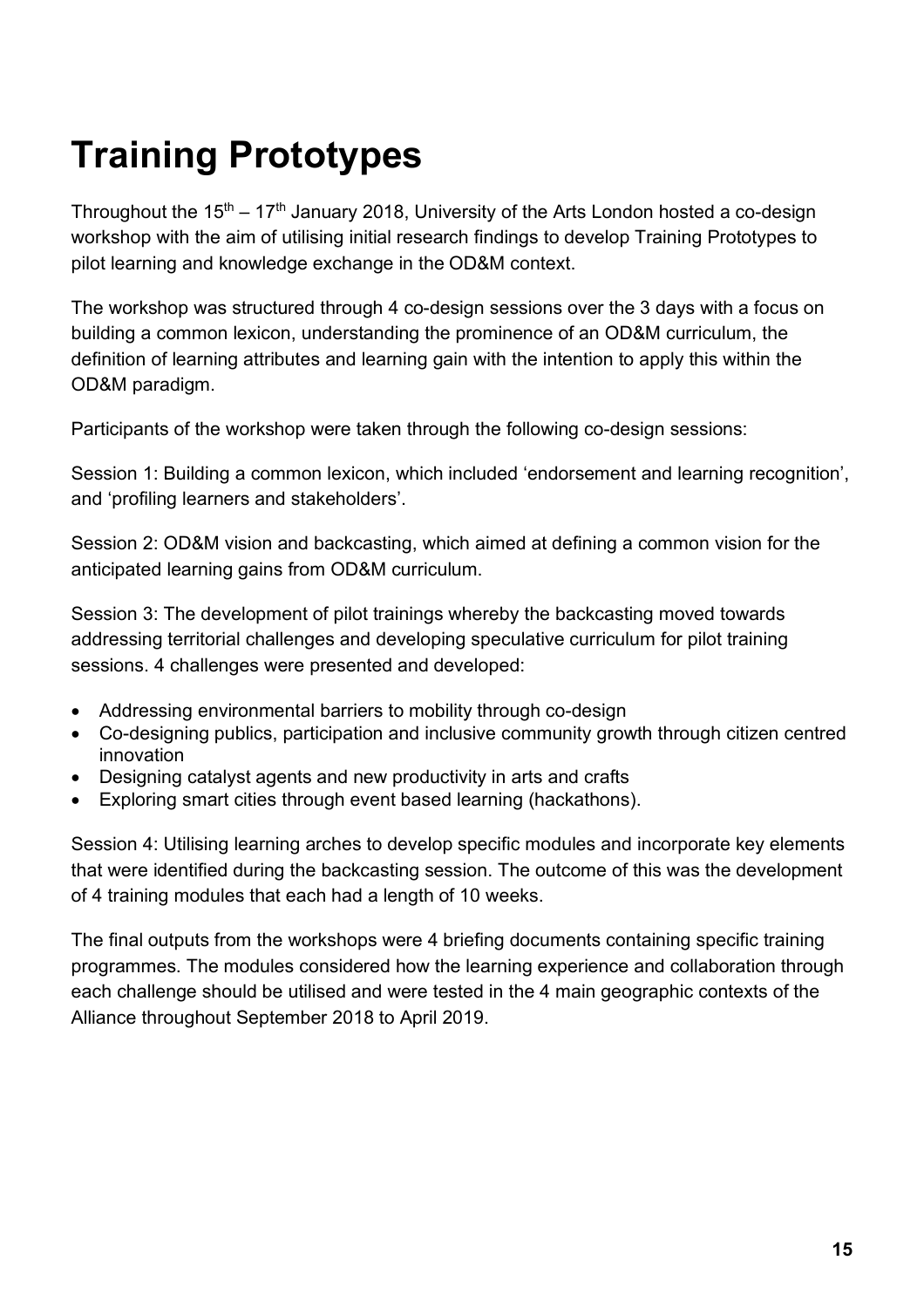# Training Prototypes

Throughout the 15th – 17th January 2018, University of the Arts London hosted a co-design workshop with the aim of utilising initial research findings to develop Training Prototypes to pilot learning and knowledge exchange in the OD&M context.

The workshop was structured through 4 co-design sessions over the 3 days with a focus on building a common lexicon, understanding the prominence of an OD&M curriculum, the definition of learning attributes and learning gain with the intention to apply this within the OD&M paradigm.

Participants of the workshop were taken through the following co-design sessions:

Session 1: Building a common lexicon, which included 'endorsement and learning recognition', and 'profiling learners and stakeholders'.

Session 2: OD&M vision and backcasting, which aimed at defining a common vision for the anticipated learning gains from OD&M curriculum.

Session 3: The development of pilot trainings whereby the backcasting moved towards addressing territorial challenges and developing speculative curriculum for pilot training sessions. 4 challenges were presented and developed:

- Addressing environmental barriers to mobility through co-design
- Co-designing publics, participation and inclusive community growth through citizen centred innovation
- Designing catalyst agents and new productivity in arts and crafts
- Exploring smart cities through event based learning (hackathons).

Session 4: Utilising learning arches to develop specific modules and incorporate key elements that were identified during the backcasting session. The outcome of this was the development of 4 training modules that each had a length of 10 weeks.

The final outputs from the workshops were 4 briefing documents containing specific training programmes. The modules considered how the learning experience and collaboration through each challenge should be utilised and were tested in the 4 main geographic contexts of the Alliance throughout September 2018 to April 2019.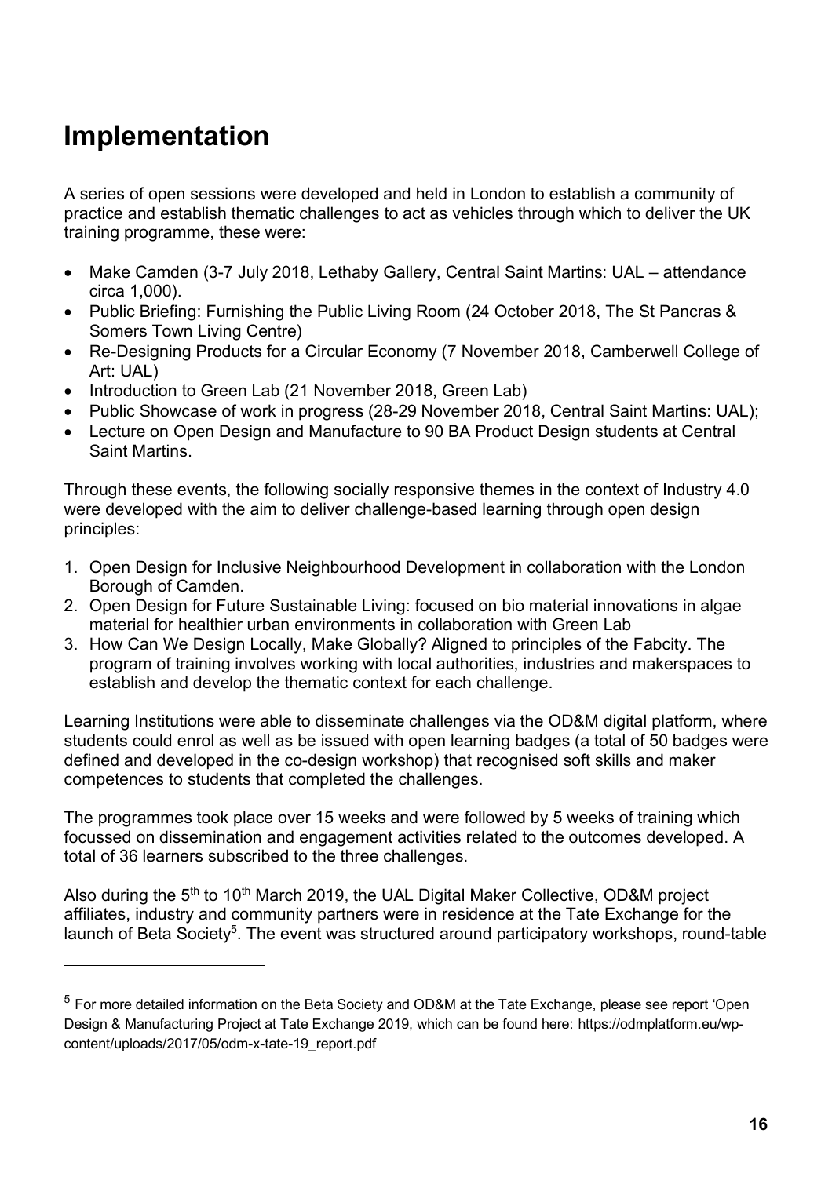# Implementation

A series of open sessions were developed and held in London to establish a community of practice and establish thematic challenges to act as vehicles through which to deliver the UK training programme, these were:

- Make Camden (3-7 July 2018, Lethaby Gallery, Central Saint Martins: UAL – attendance circa 1,000).
- Public Briefing: Furnishing the Public Living Room (24 October 2018, The St Pancras & Somers Town Living Centre)
- Re-Designing Products for a Circular Economy (7 November 2018, Camberwell College of Art: UAL)
- Introduction to Green Lab (21 November 2018, Green Lab)
- Public Showcase of work in progress (28-29 November 2018, Central Saint Martins: UAL);
- Lecture on Open Design and Manufacture to 90 BA Product Design students at Central Saint Martins.

Through these events, the following socially responsive themes in the context of Industry 4.0 were developed with the aim to deliver challenge-based learning through open design principles:

1. Open Design for Inclusive Neighbourhood Development in collaboration with the London Borough of Camden.
2. Open Design for Future Sustainable Living: focused on bio material innovations in algae material for healthier urban environments in collaboration with Green Lab
3. How Can We Design Locally, Make Globally? Aligned to principles of the Fabcity. The program of training involves working with local authorities, industries and makerspaces to establish and develop the thematic context for each challenge.

Learning Institutions were able to disseminate challenges via the OD&M digital platform, where students could enrol as well as be issued with open learning badges (a total of 50 badges were defined and developed in the co-design workshop) that recognised soft skills and maker competences to students that completed the challenges.

The programmes took place over 15 weeks and were followed by 5 weeks of training which focussed on dissemination and engagement activities related to the outcomes developed. A total of 36 learners subscribed to the three challenges.

Also during the 5th to 10th March 2019, the UAL Digital Maker Collective, OD&M project affiliates, industry and community partners were in residence at the Tate Exchange for the launch of Beta Society[5]. The event was structured around participatory workshops, round-table

[5] For more detailed information on the Beta Society and OD&M at the Tate Exchange, please see report 'Open Design & Manufacturing Project at Tate Exchange 2019, which can be found here: https://odmplatform.eu/wp-content/uploads/2017/05/odm-x-tate-19_report.pdf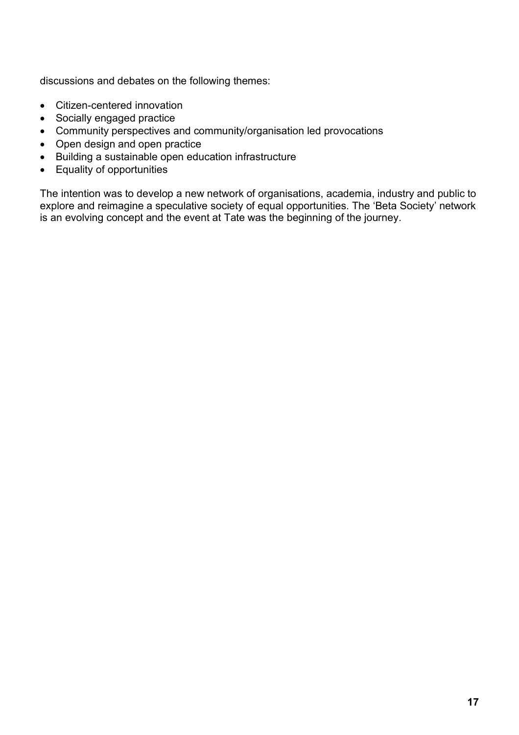discussions and debates on the following themes:

- Citizen-centered innovation
- Socially engaged practice
- Community perspectives and community/organisation led provocations
- Open design and open practice
- Building a sustainable open education infrastructure
- Equality of opportunities

The intention was to develop a new network of organisations, academia, industry and public to explore and reimagine a speculative society of equal opportunities. The 'Beta Society' network is an evolving concept and the event at Tate was the beginning of the journey.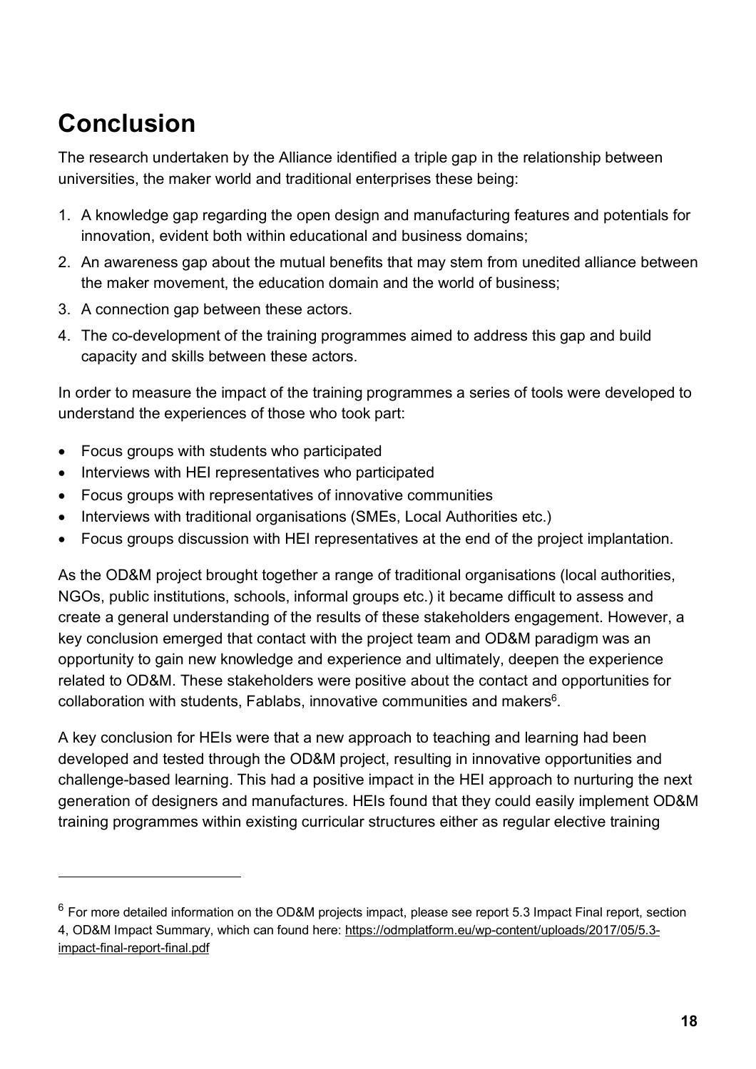# Conclusion

The research undertaken by the Alliance identified a triple gap in the relationship between universities, the maker world and traditional enterprises these being:

1. A knowledge gap regarding the open design and manufacturing features and potentials for innovation, evident both within educational and business domains;
2. An awareness gap about the mutual benefits that may stem from unedited alliance between the maker movement, the education domain and the world of business;
3. A connection gap between these actors.
4. The co-development of the training programmes aimed to address this gap and build capacity and skills between these actors.

In order to measure the impact of the training programmes a series of tools were developed to understand the experiences of those who took part:

- Focus groups with students who participated
- Interviews with HEI representatives who participated
- Focus groups with representatives of innovative communities
- Interviews with traditional organisations (SMEs, Local Authorities etc.)
- Focus groups discussion with HEI representatives at the end of the project implantation.

As the OD&M project brought together a range of traditional organisations (local authorities, NGOs, public institutions, schools, informal groups etc.) it became difficult to assess and create a general understanding of the results of these stakeholders engagement. However, a key conclusion emerged that contact with the project team and OD&M paradigm was an opportunity to gain new knowledge and experience and ultimately, deepen the experience related to OD&M. These stakeholders were positive about the contact and opportunities for collaboration with students, Fablabs, innovative communities and makers[6].

A key conclusion for HEIs were that a new approach to teaching and learning had been developed and tested through the OD&M project, resulting in innovative opportunities and challenge-based learning. This had a positive impact in the HEI approach to nurturing the next generation of designers and manufactures. HEIs found that they could easily implement OD&M training programmes within existing curricular structures either as regular elective training

---

[6] For more detailed information on the OD&M projects impact, please see report 5.3 Impact Final report, section 4, OD&M Impact Summary, which can found here: https://odmplatform.eu/wp-content/uploads/2017/05/5.3-impact-final-report-final.pdf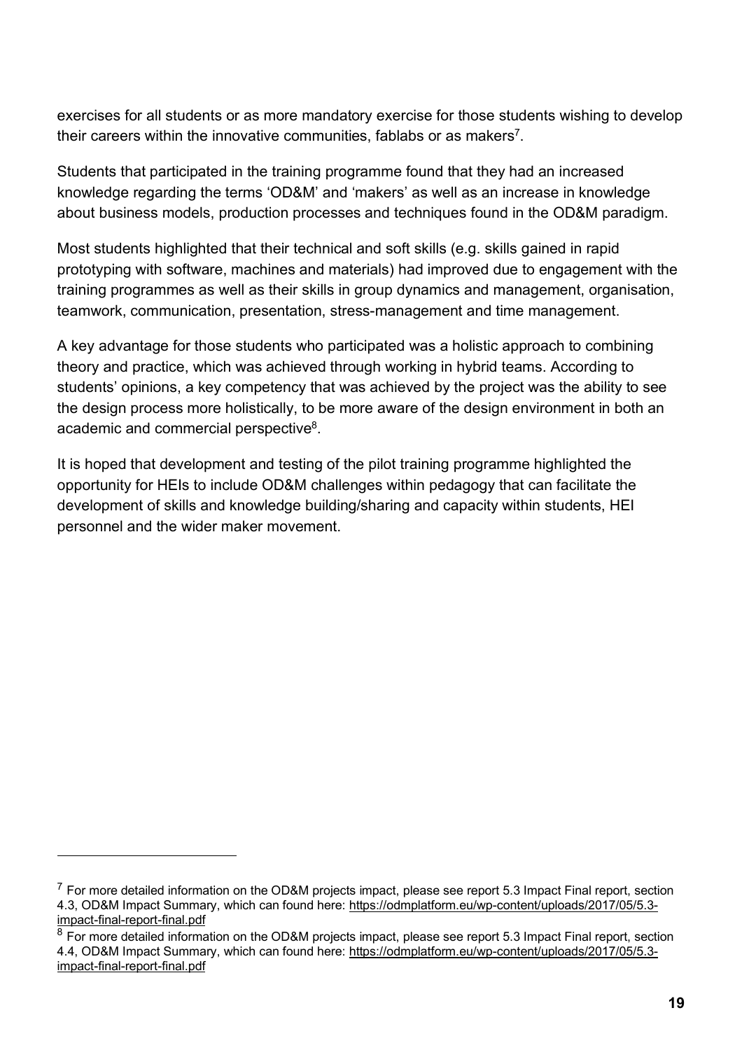exercises for all students or as more mandatory exercise for those students wishing to develop their careers within the innovative communities, fablabs or as makers[7].

Students that participated in the training programme found that they had an increased knowledge regarding the terms 'OD&M' and 'makers' as well as an increase in knowledge about business models, production processes and techniques found in the OD&M paradigm.

Most students highlighted that their technical and soft skills (e.g. skills gained in rapid prototyping with software, machines and materials) had improved due to engagement with the training programmes as well as their skills in group dynamics and management, organisation, teamwork, communication, presentation, stress-management and time management.

A key advantage for those students who participated was a holistic approach to combining theory and practice, which was achieved through working in hybrid teams. According to students' opinions, a key competency that was achieved by the project was the ability to see the design process more holistically, to be more aware of the design environment in both an academic and commercial perspective[8].

It is hoped that development and testing of the pilot training programme highlighted the opportunity for HEIs to include OD&M challenges within pedagogy that can facilitate the development of skills and knowledge building/sharing and capacity within students, HEI personnel and the wider maker movement.

---

[7] For more detailed information on the OD&M projects impact, please see report 5.3 Impact Final report, section 4.3, OD&M Impact Summary, which can found here: https://odmplatform.eu/wp-content/uploads/2017/05/5.3-impact-final-report-final.pdf

[8] For more detailed information on the OD&M projects impact, please see report 5.3 Impact Final report, section 4.4, OD&M Impact Summary, which can found here: https://odmplatform.eu/wp-content/uploads/2017/05/5.3-impact-final-report-final.pdf